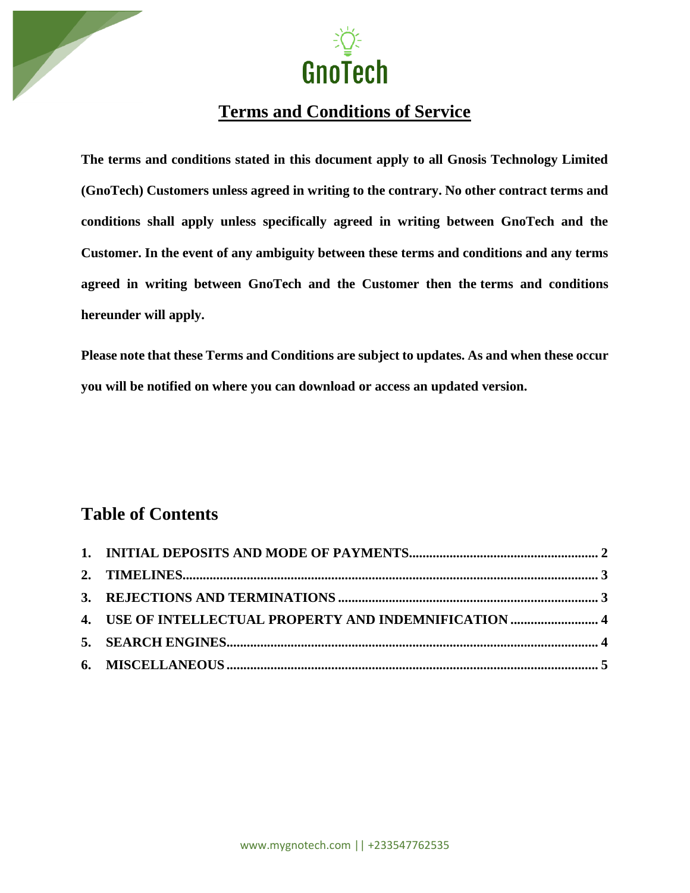GnoTech

# Terms and Conditions of Service

**The terms and conditions stated in this document apply to all Gnosis Technology Limited (GnoTech) Customers unless agreed in writing to the contrary. No other contract terms and conditions shall apply unless specifically agreed in writing between GnoTech and the Customer. In the event of any ambiguity between these terms and conditions and any terms agreed in writing between GnoTech and the Customer then the terms and conditions hereunder will apply.**

**Please note that these Terms and Conditions are subject to updates. As and when these occur you will be notified on where you can download or access an updated version.**

## Table of Contents

1. **INITIAL DEPOSITS AND MODE OF PAYMENTS** ........ 2
2. **TIMELINES** ........ 3
3. **REJECTIONS AND TERMINATIONS** ........ 3
4. **USE OF INTELLECTUAL PROPERTY AND INDEMNIFICATION** ........ 4
5. **SEARCH ENGINES** ........ 4
6. **MISCELLANEOUS** ........ 5

www.mygnotech.com || +233547762535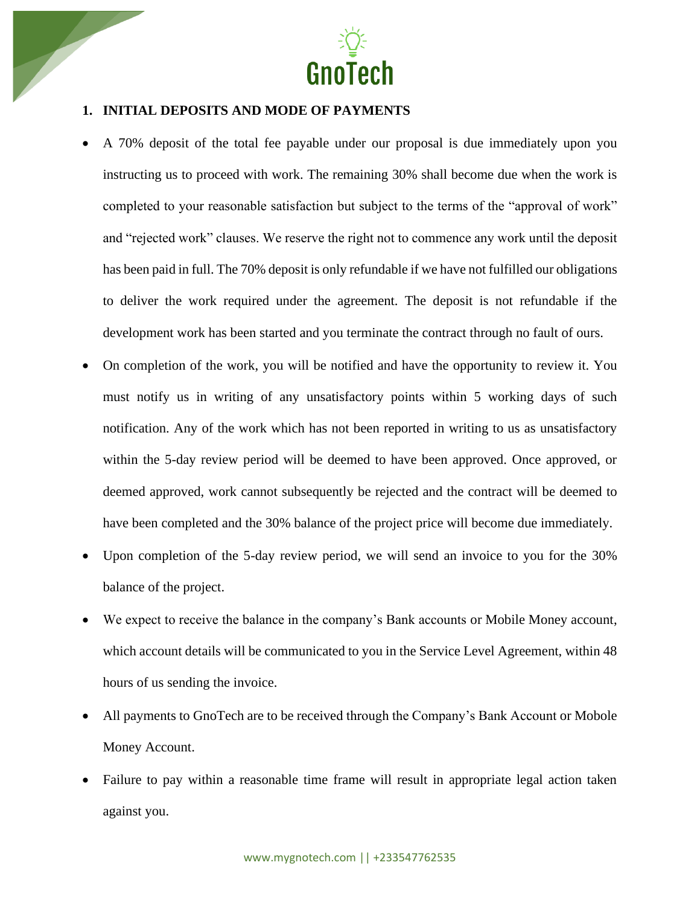## 1. INITIAL DEPOSITS AND MODE OF PAYMENTS

- A 70% deposit of the total fee payable under our proposal is due immediately upon you instructing us to proceed with work. The remaining 30% shall become due when the work is completed to your reasonable satisfaction but subject to the terms of the "approval of work" and "rejected work" clauses. We reserve the right not to commence any work until the deposit has been paid in full. The 70% deposit is only refundable if we have not fulfilled our obligations to deliver the work required under the agreement. The deposit is not refundable if the development work has been started and you terminate the contract through no fault of ours.
- On completion of the work, you will be notified and have the opportunity to review it. You must notify us in writing of any unsatisfactory points within 5 working days of such notification. Any of the work which has not been reported in writing to us as unsatisfactory within the 5-day review period will be deemed to have been approved. Once approved, or deemed approved, work cannot subsequently be rejected and the contract will be deemed to have been completed and the 30% balance of the project price will become due immediately.
- Upon completion of the 5-day review period, we will send an invoice to you for the 30% balance of the project.
- We expect to receive the balance in the company's Bank accounts or Mobile Money account, which account details will be communicated to you in the Service Level Agreement, within 48 hours of us sending the invoice.
- All payments to GnoTech are to be received through the Company's Bank Account or Mobole Money Account.
- Failure to pay within a reasonable time frame will result in appropriate legal action taken against you.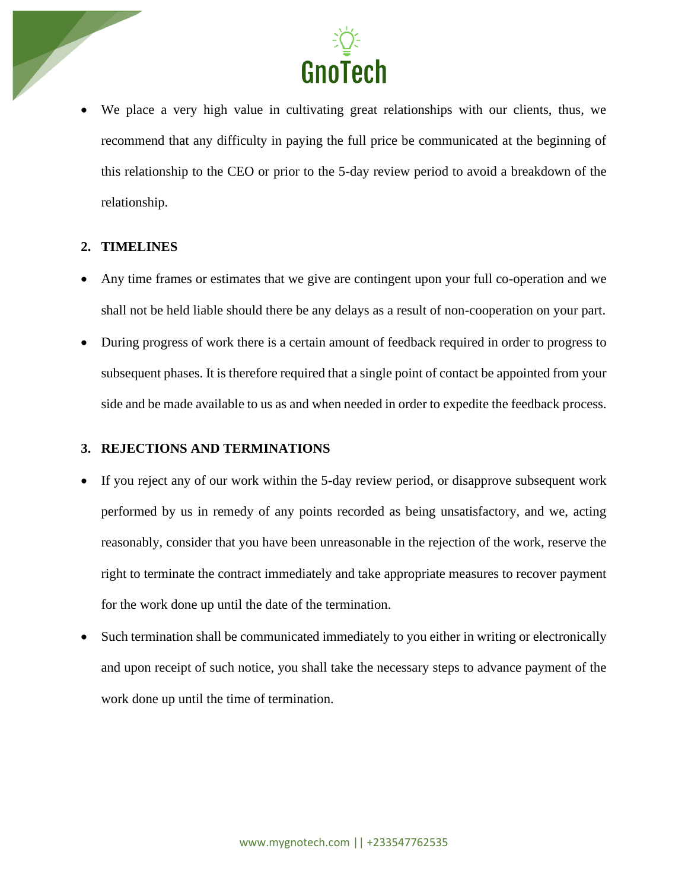- We place a very high value in cultivating great relationships with our clients, thus, we recommend that any difficulty in paying the full price be communicated at the beginning of this relationship to the CEO or prior to the 5-day review period to avoid a breakdown of the relationship.

## 2. TIMELINES

- Any time frames or estimates that we give are contingent upon your full co-operation and we shall not be held liable should there be any delays as a result of non-cooperation on your part.
- During progress of work there is a certain amount of feedback required in order to progress to subsequent phases. It is therefore required that a single point of contact be appointed from your side and be made available to us as and when needed in order to expedite the feedback process.

## 3. REJECTIONS AND TERMINATIONS

- If you reject any of our work within the 5-day review period, or disapprove subsequent work performed by us in remedy of any points recorded as being unsatisfactory, and we, acting reasonably, consider that you have been unreasonable in the rejection of the work, reserve the right to terminate the contract immediately and take appropriate measures to recover payment for the work done up until the date of the termination.
- Such termination shall be communicated immediately to you either in writing or electronically and upon receipt of such notice, you shall take the necessary steps to advance payment of the work done up until the time of termination.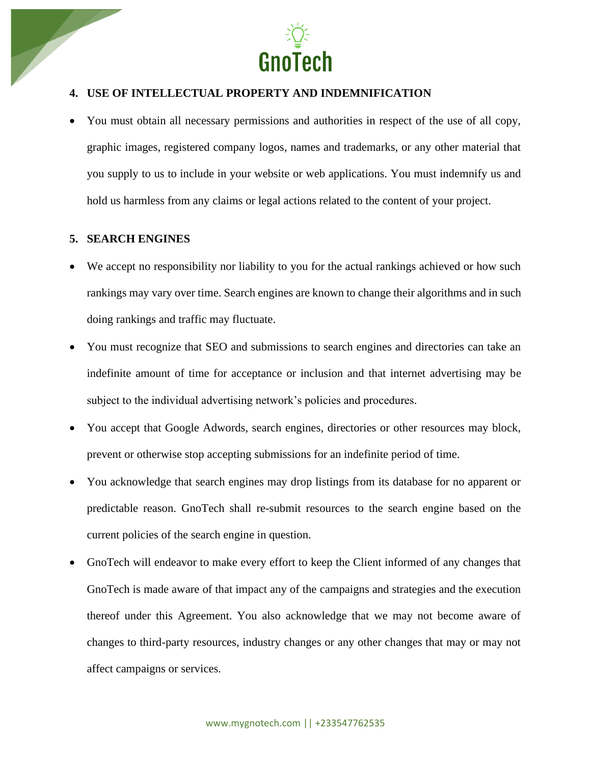## 4. USE OF INTELLECTUAL PROPERTY AND INDEMNIFICATION

- You must obtain all necessary permissions and authorities in respect of the use of all copy, graphic images, registered company logos, names and trademarks, or any other material that you supply to us to include in your website or web applications. You must indemnify us and hold us harmless from any claims or legal actions related to the content of your project.

## 5. SEARCH ENGINES

- We accept no responsibility nor liability to you for the actual rankings achieved or how such rankings may vary over time. Search engines are known to change their algorithms and in such doing rankings and traffic may fluctuate.
- You must recognize that SEO and submissions to search engines and directories can take an indefinite amount of time for acceptance or inclusion and that internet advertising may be subject to the individual advertising network's policies and procedures.
- You accept that Google Adwords, search engines, directories or other resources may block, prevent or otherwise stop accepting submissions for an indefinite period of time.
- You acknowledge that search engines may drop listings from its database for no apparent or predictable reason. GnoTech shall re-submit resources to the search engine based on the current policies of the search engine in question.
- GnoTech will endeavor to make every effort to keep the Client informed of any changes that GnoTech is made aware of that impact any of the campaigns and strategies and the execution thereof under this Agreement. You also acknowledge that we may not become aware of changes to third-party resources, industry changes or any other changes that may or may not affect campaigns or services.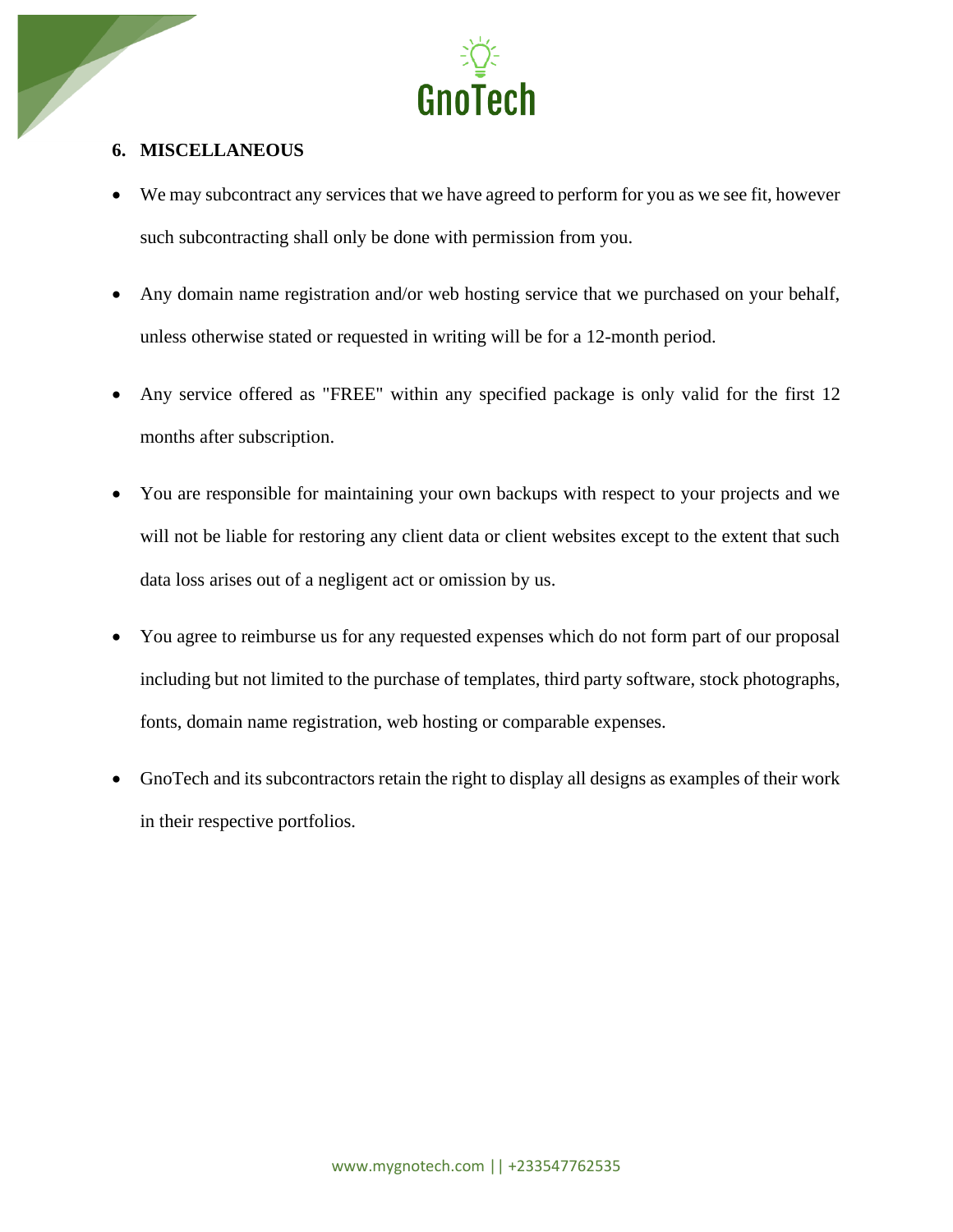## 6. MISCELLANEOUS

- We may subcontract any services that we have agreed to perform for you as we see fit, however such subcontracting shall only be done with permission from you.
- Any domain name registration and/or web hosting service that we purchased on your behalf, unless otherwise stated or requested in writing will be for a 12-month period.
- Any service offered as "FREE" within any specified package is only valid for the first 12 months after subscription.
- You are responsible for maintaining your own backups with respect to your projects and we will not be liable for restoring any client data or client websites except to the extent that such data loss arises out of a negligent act or omission by us.
- You agree to reimburse us for any requested expenses which do not form part of our proposal including but not limited to the purchase of templates, third party software, stock photographs, fonts, domain name registration, web hosting or comparable expenses.
- GnoTech and its subcontractors retain the right to display all designs as examples of their work in their respective portfolios.